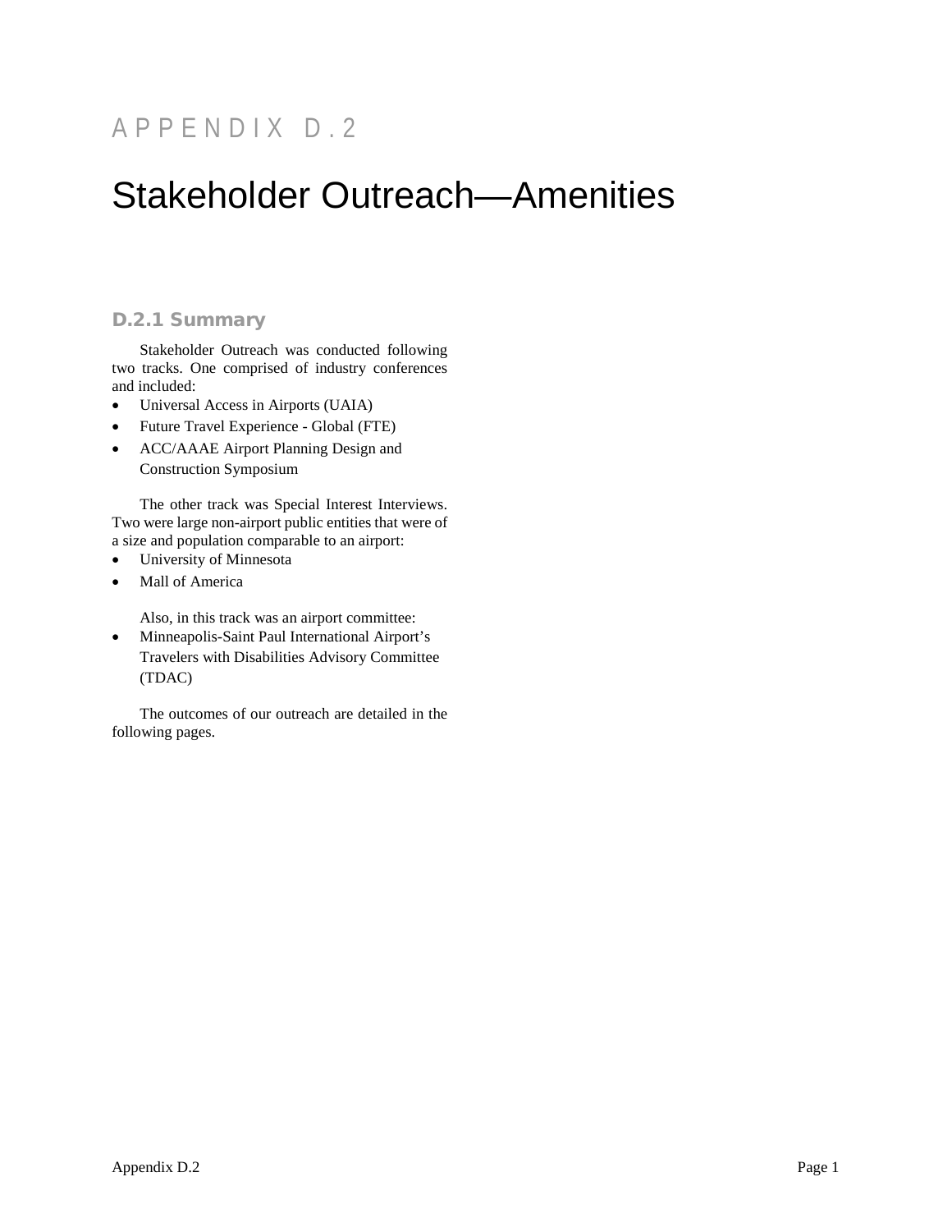# APPENDIX D.2

# Stakeholder Outreach—Amenities

## D.2.1 Summary

Stakeholder Outreach was conducted following two tracks. One comprised of industry conferences and included:

- Universal Access in Airports (UAIA)
- Future Travel Experience - Global (FTE)
- ACC/AAAE Airport Planning Design and Construction Symposium

The other track was Special Interest Interviews. Two were large non-airport public entities that were of a size and population comparable to an airport:

- University of Minnesota
- Mall of America

Also, in this track was an airport committee:

- Minneapolis-Saint Paul International Airport's Travelers with Disabilities Advisory Committee (TDAC)

The outcomes of our outreach are detailed in the following pages.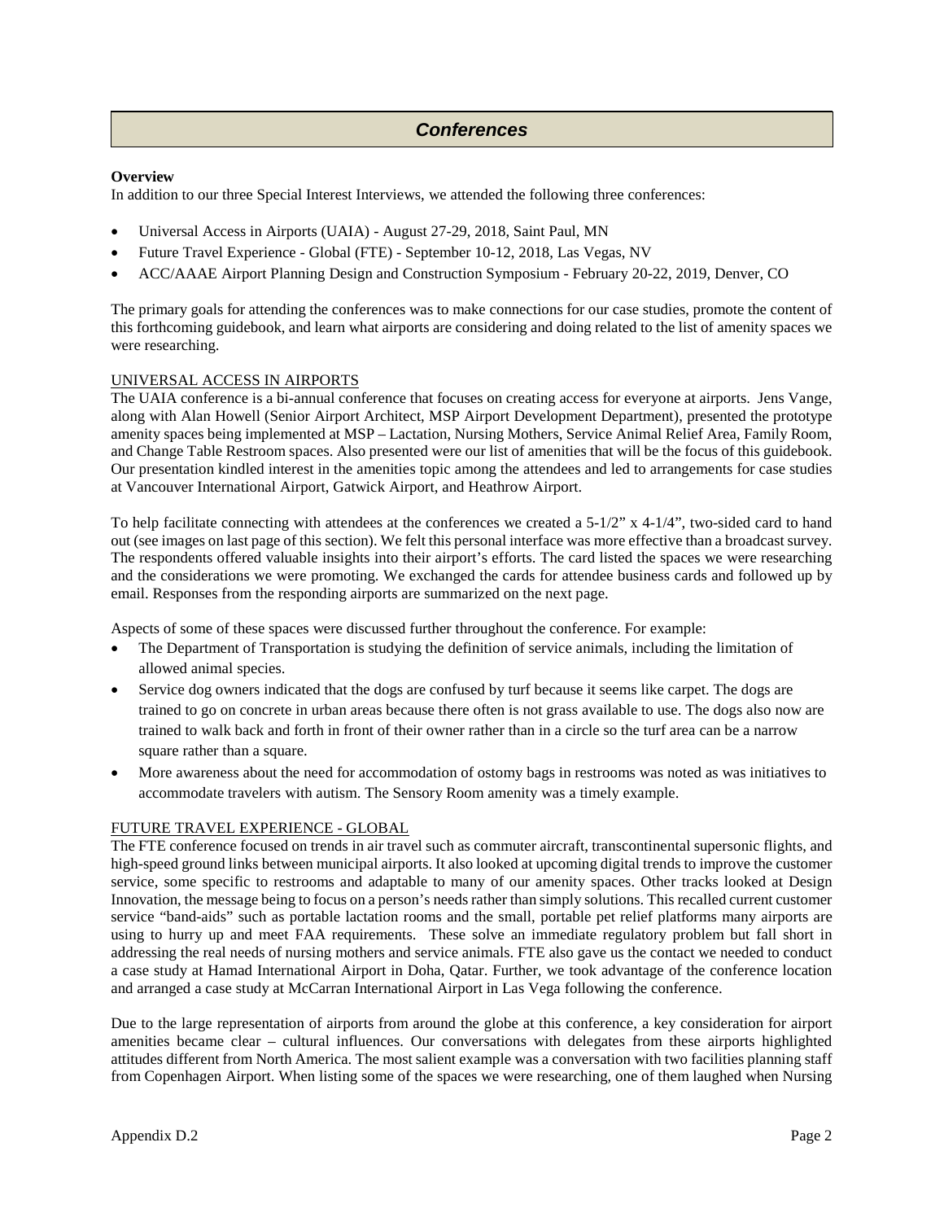## *Conferences*

**Overview**

In addition to our three Special Interest Interviews, we attended the following three conferences:

- Universal Access in Airports (UAIA) - August 27-29, 2018, Saint Paul, MN
- Future Travel Experience - Global (FTE) - September 10-12, 2018, Las Vegas, NV
- ACC/AAAE Airport Planning Design and Construction Symposium - February 20-22, 2019, Denver, CO

The primary goals for attending the conferences was to make connections for our case studies, promote the content of this forthcoming guidebook, and learn what airports are considering and doing related to the list of amenity spaces we were researching.

### UNIVERSAL ACCESS IN AIRPORTS

The UAIA conference is a bi-annual conference that focuses on creating access for everyone at airports. Jens Vange, along with Alan Howell (Senior Airport Architect, MSP Airport Development Department), presented the prototype amenity spaces being implemented at MSP – Lactation, Nursing Mothers, Service Animal Relief Area, Family Room, and Change Table Restroom spaces. Also presented were our list of amenities that will be the focus of this guidebook. Our presentation kindled interest in the amenities topic among the attendees and led to arrangements for case studies at Vancouver International Airport, Gatwick Airport, and Heathrow Airport.

To help facilitate connecting with attendees at the conferences we created a 5-1/2" x 4-1/4", two-sided card to hand out (see images on last page of this section). We felt this personal interface was more effective than a broadcast survey. The respondents offered valuable insights into their airport's efforts. The card listed the spaces we were researching and the considerations we were promoting. We exchanged the cards for attendee business cards and followed up by email. Responses from the responding airports are summarized on the next page.

Aspects of some of these spaces were discussed further throughout the conference. For example:

- The Department of Transportation is studying the definition of service animals, including the limitation of allowed animal species.
- Service dog owners indicated that the dogs are confused by turf because it seems like carpet. The dogs are trained to go on concrete in urban areas because there often is not grass available to use. The dogs also now are trained to walk back and forth in front of their owner rather than in a circle so the turf area can be a narrow square rather than a square.
- More awareness about the need for accommodation of ostomy bags in restrooms was noted as was initiatives to accommodate travelers with autism. The Sensory Room amenity was a timely example.

### FUTURE TRAVEL EXPERIENCE - GLOBAL

The FTE conference focused on trends in air travel such as commuter aircraft, transcontinental supersonic flights, and high-speed ground links between municipal airports. It also looked at upcoming digital trends to improve the customer service, some specific to restrooms and adaptable to many of our amenity spaces. Other tracks looked at Design Innovation, the message being to focus on a person's needs rather than simply solutions. This recalled current customer service "band-aids" such as portable lactation rooms and the small, portable pet relief platforms many airports are using to hurry up and meet FAA requirements. These solve an immediate regulatory problem but fall short in addressing the real needs of nursing mothers and service animals. FTE also gave us the contact we needed to conduct a case study at Hamad International Airport in Doha, Qatar. Further, we took advantage of the conference location and arranged a case study at McCarran International Airport in Las Vega following the conference.

Due to the large representation of airports from around the globe at this conference, a key consideration for airport amenities became clear – cultural influences. Our conversations with delegates from these airports highlighted attitudes different from North America. The most salient example was a conversation with two facilities planning staff from Copenhagen Airport. When listing some of the spaces we were researching, one of them laughed when Nursing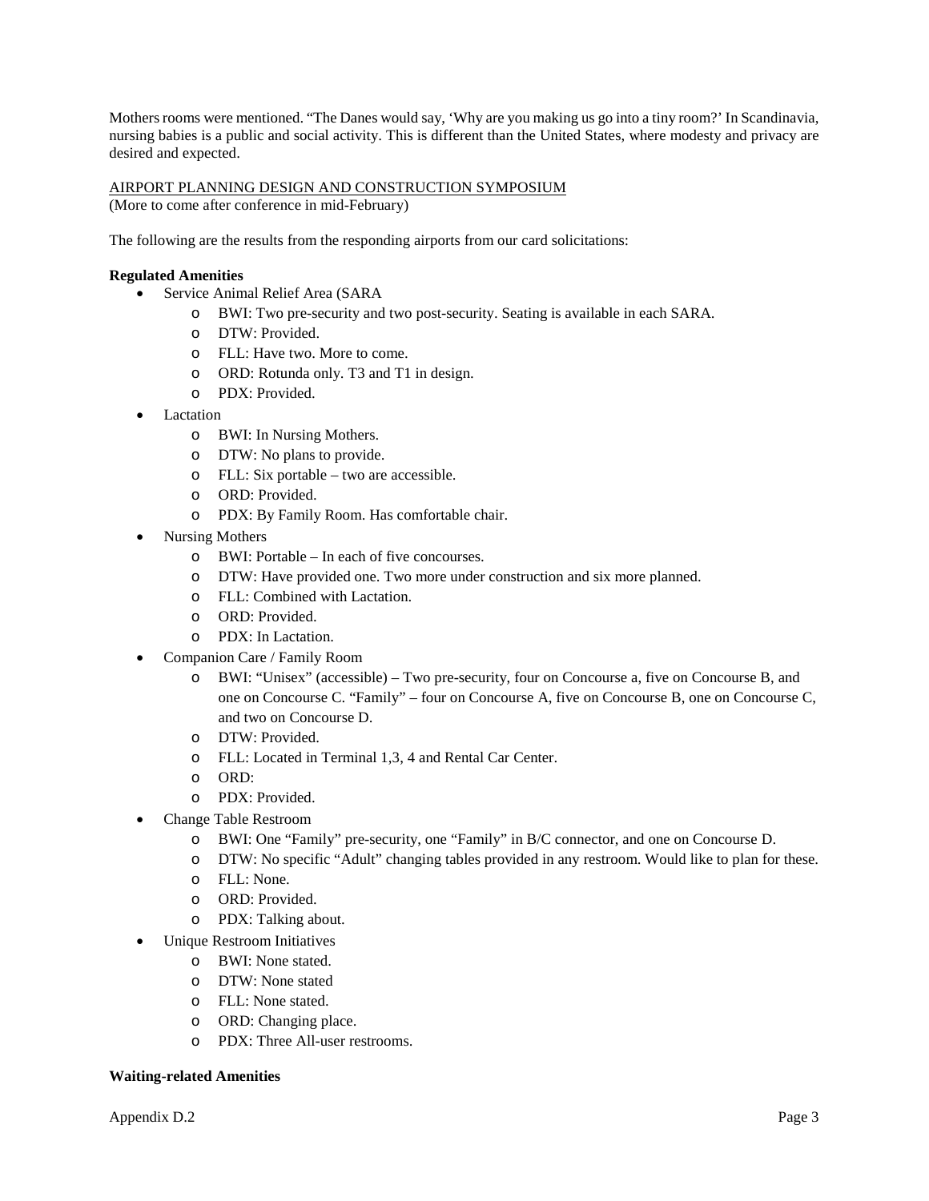Mothers rooms were mentioned. "The Danes would say, 'Why are you making us go into a tiny room?' In Scandinavia, nursing babies is a public and social activity. This is different than the United States, where modesty and privacy are desired and expected.

<u>AIRPORT PLANNING DESIGN AND CONSTRUCTION SYMPOSIUM</u>
(More to come after conference in mid-February)

The following are the results from the responding airports from our card solicitations:

**Regulated Amenities**

- Service Animal Relief Area (SARA
  - BWI: Two pre-security and two post-security. Seating is available in each SARA.
  - DTW: Provided.
  - FLL: Have two. More to come.
  - ORD: Rotunda only. T3 and T1 in design.
  - PDX: Provided.
- Lactation
  - BWI: In Nursing Mothers.
  - DTW: No plans to provide.
  - FLL: Six portable – two are accessible.
  - ORD: Provided.
  - PDX: By Family Room. Has comfortable chair.
- Nursing Mothers
  - BWI: Portable – In each of five concourses.
  - DTW: Have provided one. Two more under construction and six more planned.
  - FLL: Combined with Lactation.
  - ORD: Provided.
  - PDX: In Lactation.
- Companion Care / Family Room
  - BWI: "Unisex" (accessible) – Two pre-security, four on Concourse a, five on Concourse B, and one on Concourse C. "Family" – four on Concourse A, five on Concourse B, one on Concourse C, and two on Concourse D.
  - DTW: Provided.
  - FLL: Located in Terminal 1,3, 4 and Rental Car Center.
  - ORD:
  - PDX: Provided.
- Change Table Restroom
  - BWI: One "Family" pre-security, one "Family" in B/C connector, and one on Concourse D.
  - DTW: No specific "Adult" changing tables provided in any restroom. Would like to plan for these.
  - FLL: None.
  - ORD: Provided.
  - PDX: Talking about.
- Unique Restroom Initiatives
  - BWI: None stated.
  - DTW: None stated
  - FLL: None stated.
  - ORD: Changing place.
  - PDX: Three All-user restrooms.

**Waiting-related Amenities**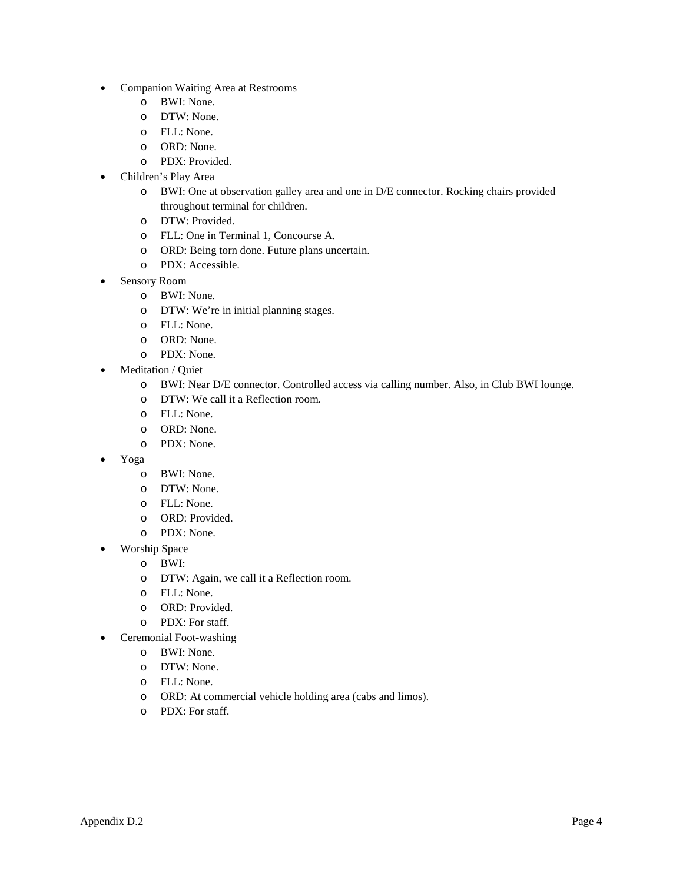- Companion Waiting Area at Restrooms
    - BWI: None.
    - DTW: None.
    - FLL: None.
    - ORD: None.
    - PDX: Provided.
- Children's Play Area
    - BWI: One at observation galley area and one in D/E connector. Rocking chairs provided throughout terminal for children.
    - DTW: Provided.
    - FLL: One in Terminal 1, Concourse A.
    - ORD: Being torn done. Future plans uncertain.
    - PDX: Accessible.
- Sensory Room
    - BWI: None.
    - DTW: We're in initial planning stages.
    - FLL: None.
    - ORD: None.
    - PDX: None.
- Meditation / Quiet
    - BWI: Near D/E connector. Controlled access via calling number. Also, in Club BWI lounge.
    - DTW: We call it a Reflection room.
    - FLL: None.
    - ORD: None.
    - PDX: None.
- Yoga
    - BWI: None.
    - DTW: None.
    - FLL: None.
    - ORD: Provided.
    - PDX: None.
- Worship Space
    - BWI:
    - DTW: Again, we call it a Reflection room.
    - FLL: None.
    - ORD: Provided.
    - PDX: For staff.
- Ceremonial Foot-washing
    - BWI: None.
    - DTW: None.
    - FLL: None.
    - ORD: At commercial vehicle holding area (cabs and limos).
    - PDX: For staff.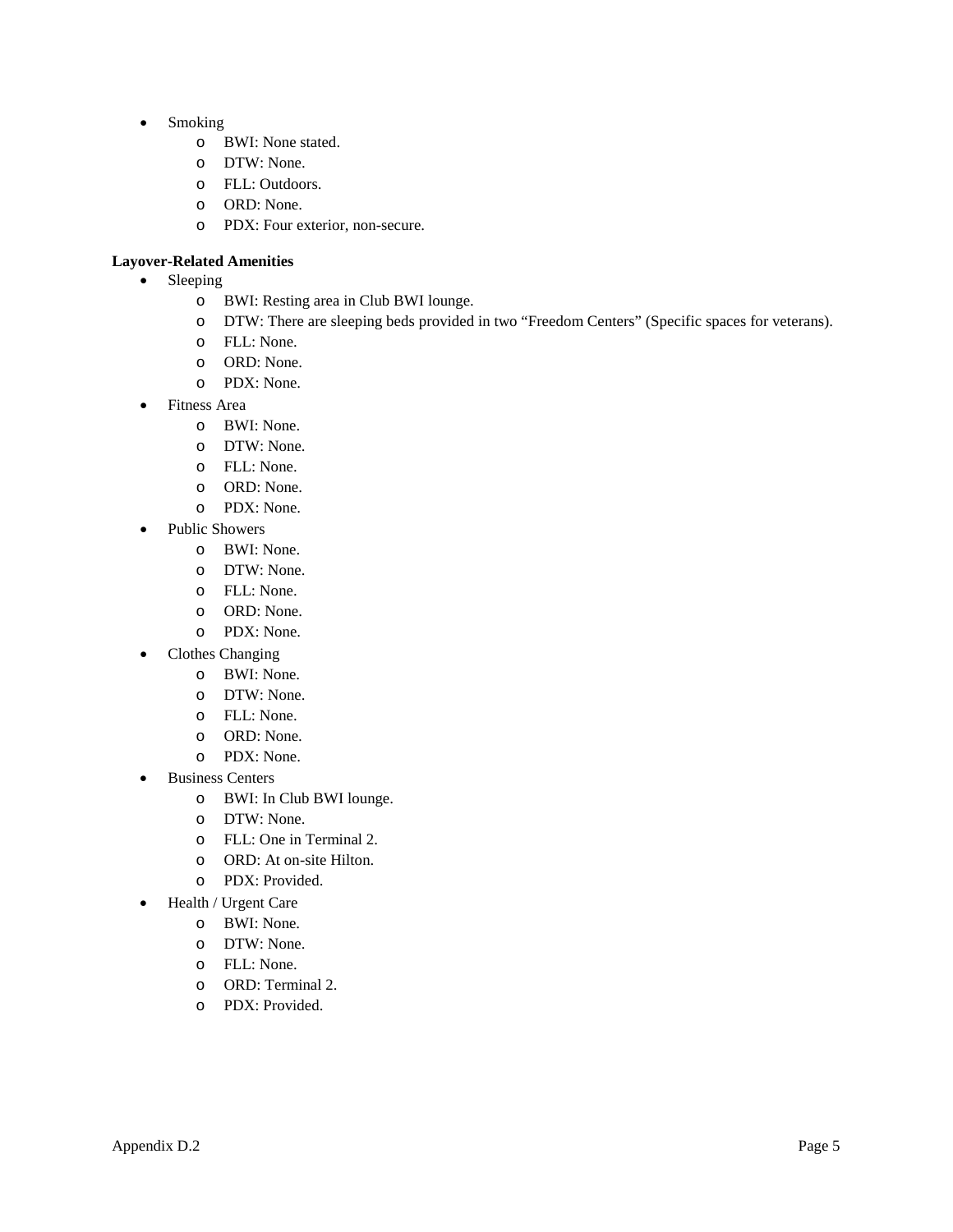- Smoking
  - BWI: None stated.
  - DTW: None.
  - FLL: Outdoors.
  - ORD: None.
  - PDX: Four exterior, non-secure.

**Layover-Related Amenities**

- Sleeping
  - BWI: Resting area in Club BWI lounge.
  - DTW: There are sleeping beds provided in two "Freedom Centers" (Specific spaces for veterans).
  - FLL: None.
  - ORD: None.
  - PDX: None.
- Fitness Area
  - BWI: None.
  - DTW: None.
  - FLL: None.
  - ORD: None.
  - PDX: None.
- Public Showers
  - BWI: None.
  - DTW: None.
  - FLL: None.
  - ORD: None.
  - PDX: None.
- Clothes Changing
  - BWI: None.
  - DTW: None.
  - FLL: None.
  - ORD: None.
  - PDX: None.
- Business Centers
  - BWI: In Club BWI lounge.
  - DTW: None.
  - FLL: One in Terminal 2.
  - ORD: At on-site Hilton.
  - PDX: Provided.
- Health / Urgent Care
  - BWI: None.
  - DTW: None.
  - FLL: None.
  - ORD: Terminal 2.
  - PDX: Provided.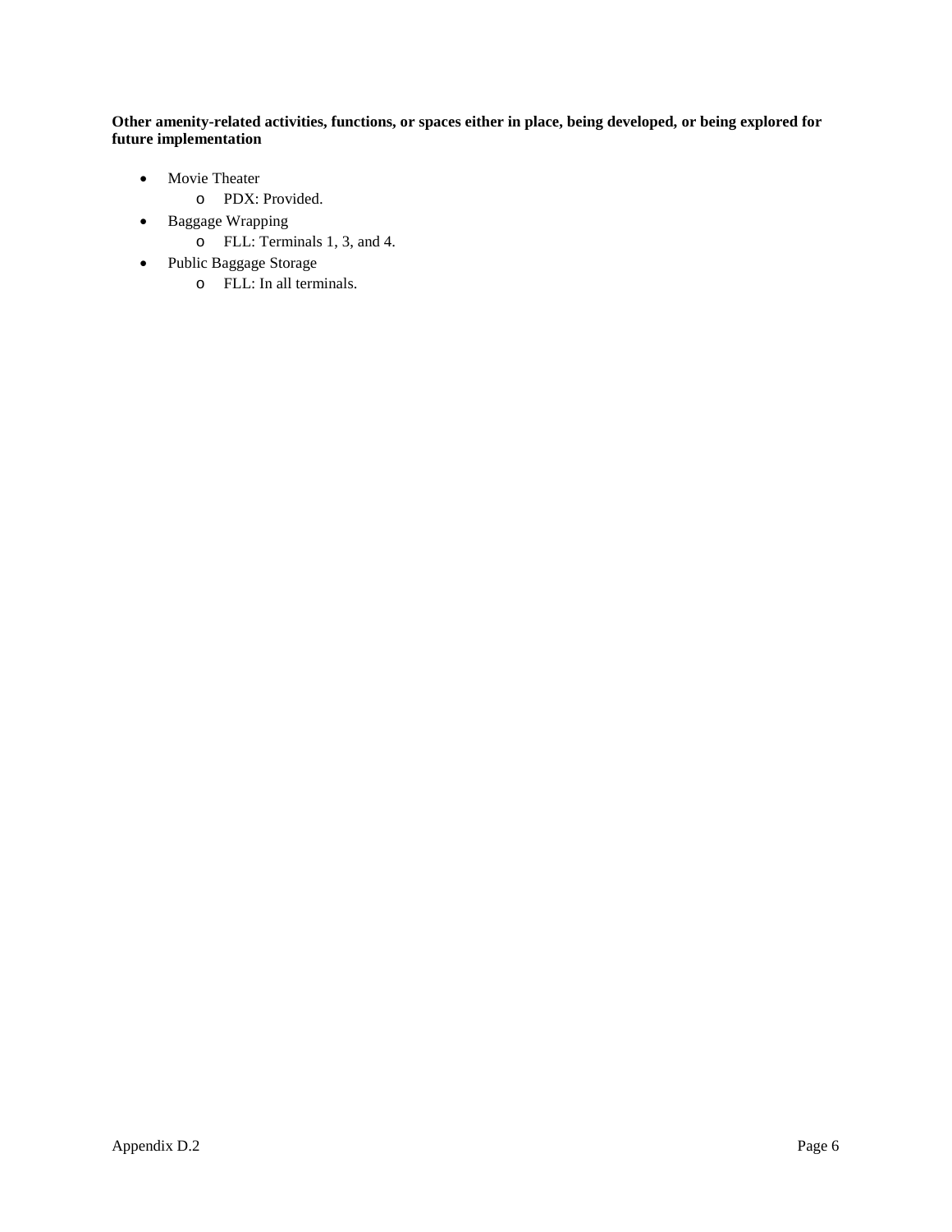**Other amenity-related activities, functions, or spaces either in place, being developed, or being explored for future implementation**

- Movie Theater
  - PDX: Provided.
- Baggage Wrapping
  - FLL: Terminals 1, 3, and 4.
- Public Baggage Storage
  - FLL: In all terminals.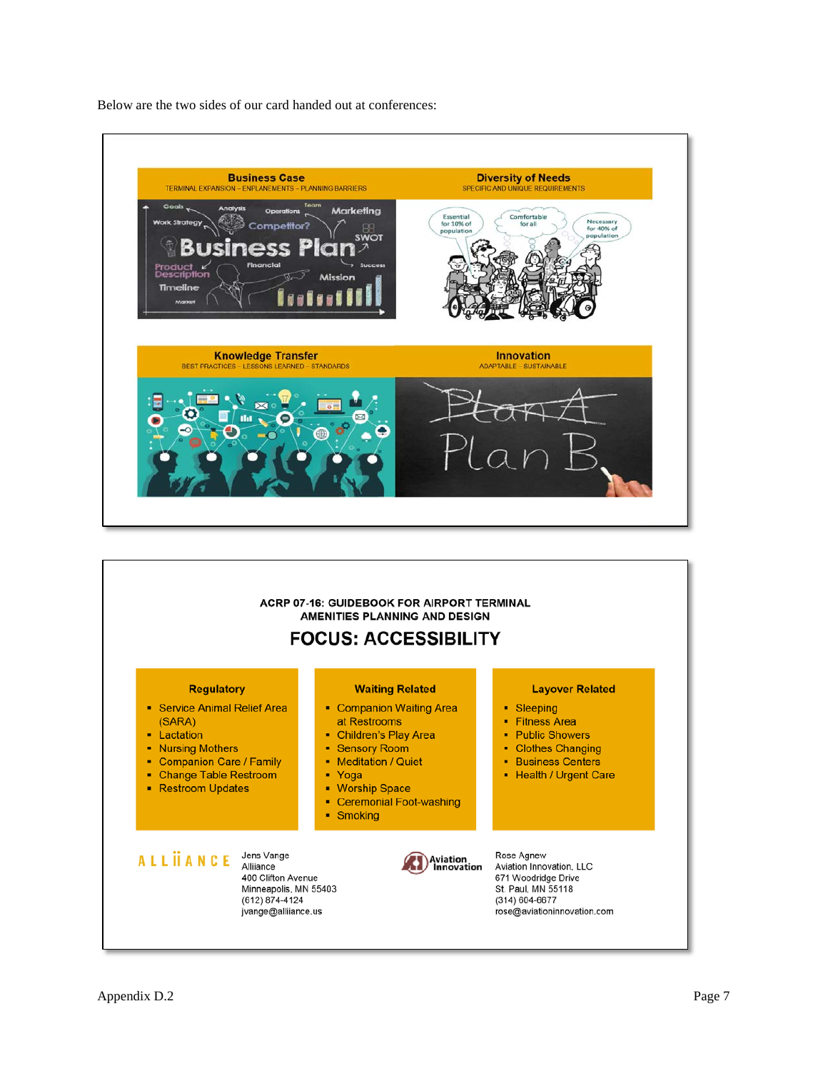Below are the two sides of our card handed out at conferences:

**Business Case**
TERMINAL EXPANSION – ENPLANEMENTS – PLANNING BARRIERS

**Diversity of Needs**
SPECIFIC AND UNIQUE REQUIREMENTS

**Knowledge Transfer**
BEST PRACTICES – LESSONS LEARNED – STANDARDS

**Innovation**
ADAPTABLE – SUSTAINABLE

**ACRP 07-16: GUIDEBOOK FOR AIRPORT TERMINAL AMENITIES PLANNING AND DESIGN**

## FOCUS: ACCESSIBILITY

**Regulatory**
- Service Animal Relief Area (SARA)
- Lactation
- Nursing Mothers
- Companion Care / Family
- Change Table Restroom
- Restroom Updates

**Waiting Related**
- Companion Waiting Area at Restrooms
- Children's Play Area
- Sensory Room
- Meditation / Quiet
- Yoga
- Worship Space
- Ceremonial Foot-washing
- Smoking

**Layover Related**
- Sleeping
- Fitness Area
- Public Showers
- Clothes Changing
- Business Centers
- Health / Urgent Care

ALLIIANCE
Jens Vange
Alliiance
400 Clifton Avenue
Minneapolis, MN 55403
(612) 874-4124
jvange@alliiance.us

Aviation Innovation
Rose Agnew
Aviation Innovation, LLC
671 Woodridge Drive
St. Paul, MN 55118
(314) 604-6677
rose@aviationinnovation.com

Appendix D.2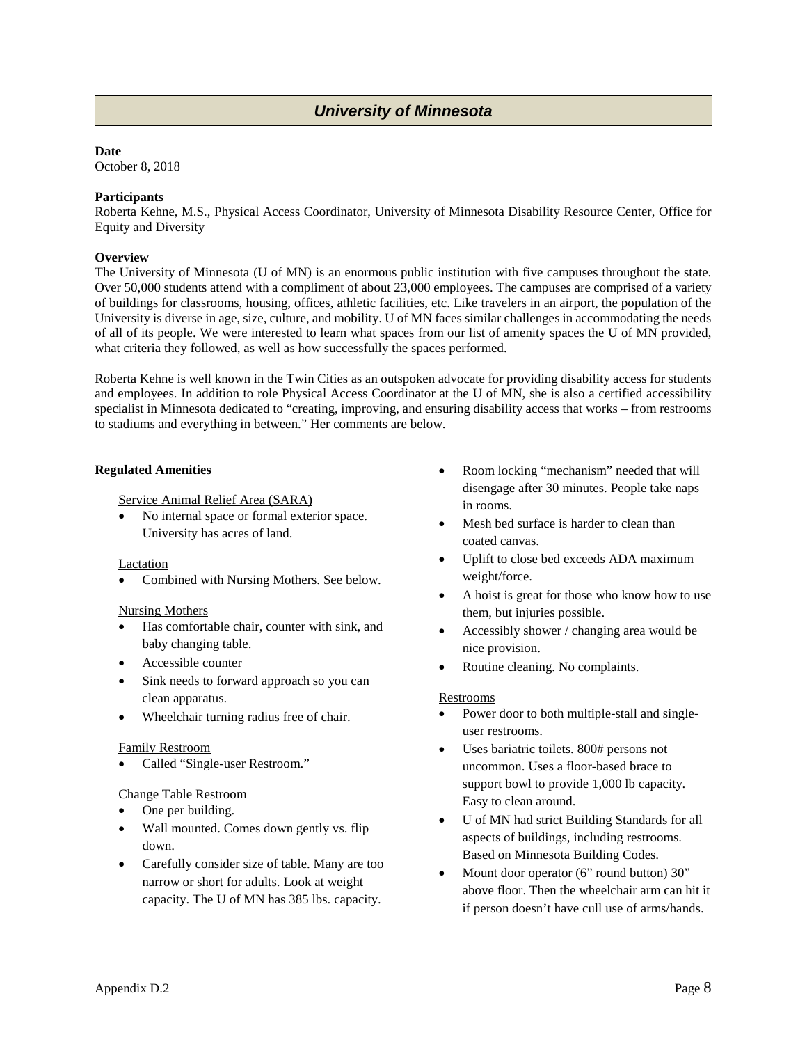## *University of Minnesota*

**Date**
October 8, 2018

**Participants**
Roberta Kehne, M.S., Physical Access Coordinator, University of Minnesota Disability Resource Center, Office for Equity and Diversity

**Overview**
The University of Minnesota (U of MN) is an enormous public institution with five campuses throughout the state. Over 50,000 students attend with a compliment of about 23,000 employees. The campuses are comprised of a variety of buildings for classrooms, housing, offices, athletic facilities, etc. Like travelers in an airport, the population of the University is diverse in age, size, culture, and mobility. U of MN faces similar challenges in accommodating the needs of all of its people. We were interested to learn what spaces from our list of amenity spaces the U of MN provided, what criteria they followed, as well as how successfully the spaces performed.

Roberta Kehne is well known in the Twin Cities as an outspoken advocate for providing disability access for students and employees. In addition to role Physical Access Coordinator at the U of MN, she is also a certified accessibility specialist in Minnesota dedicated to "creating, improving, and ensuring disability access that works – from restrooms to stadiums and everything in between." Her comments are below.

**Regulated Amenities**

Service Animal Relief Area (SARA)

- No internal space or formal exterior space. University has acres of land.

Lactation

- Combined with Nursing Mothers. See below.

Nursing Mothers

- Has comfortable chair, counter with sink, and baby changing table.
- Accessible counter
- Sink needs to forward approach so you can clean apparatus.
- Wheelchair turning radius free of chair.

Family Restroom

- Called "Single-user Restroom."

Change Table Restroom

- One per building.
- Wall mounted. Comes down gently vs. flip down.
- Carefully consider size of table. Many are too narrow or short for adults. Look at weight capacity. The U of MN has 385 lbs. capacity.
- Room locking "mechanism" needed that will disengage after 30 minutes. People take naps in rooms.
- Mesh bed surface is harder to clean than coated canvas.
- Uplift to close bed exceeds ADA maximum weight/force.
- A hoist is great for those who know how to use them, but injuries possible.
- Accessibly shower / changing area would be nice provision.
- Routine cleaning. No complaints.

Restrooms

- Power door to both multiple-stall and single-user restrooms.
- Uses bariatric toilets. 800# persons not uncommon. Uses a floor-based brace to support bowl to provide 1,000 lb capacity. Easy to clean around.
- U of MN had strict Building Standards for all aspects of buildings, including restrooms. Based on Minnesota Building Codes.
- Mount door operator (6" round button) 30" above floor. Then the wheelchair arm can hit it if person doesn't have cull use of arms/hands.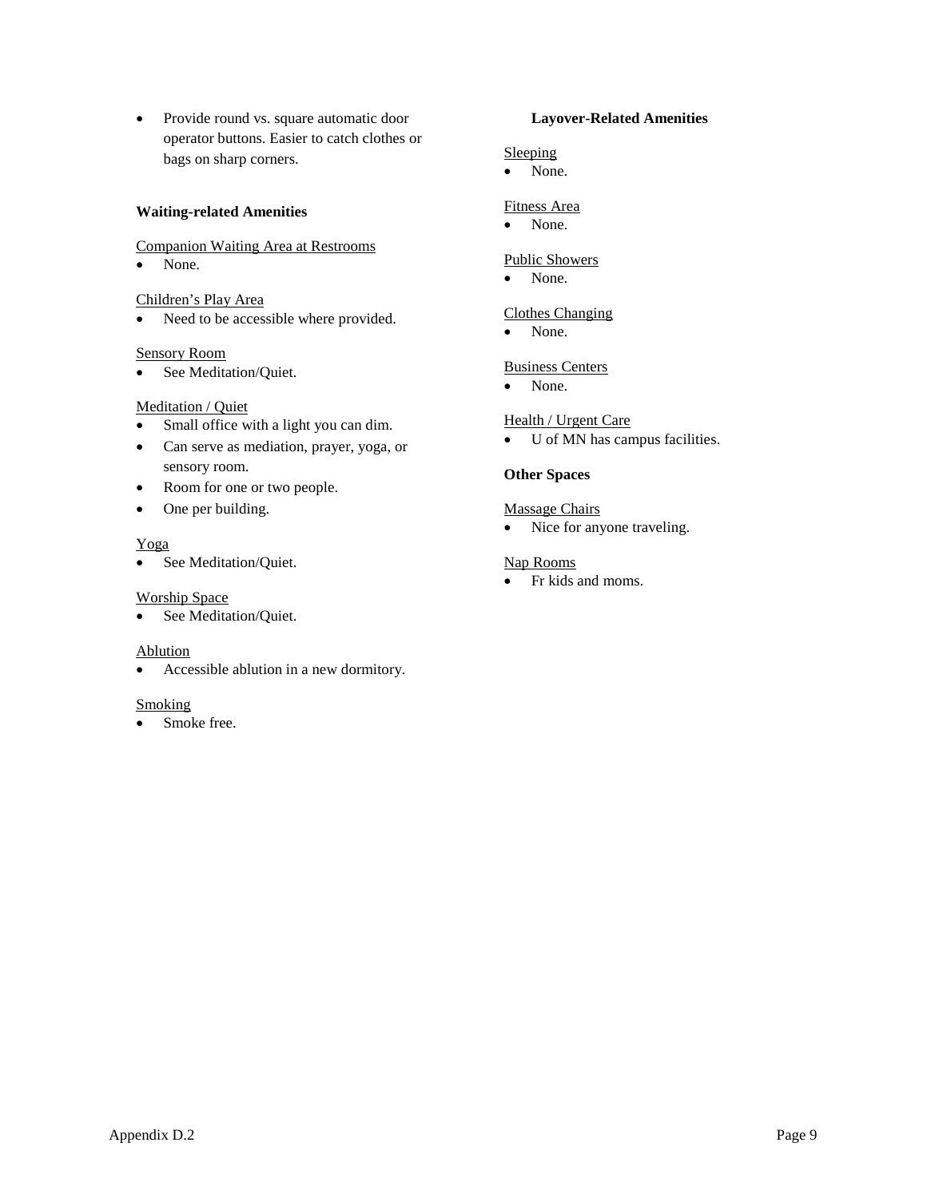- Provide round vs. square automatic door operator buttons. Easier to catch clothes or bags on sharp corners.

**Waiting-related Amenities**

Companion Waiting Area at Restrooms
- None.

Children's Play Area
- Need to be accessible where provided.

Sensory Room
- See Meditation/Quiet.

Meditation / Quiet
- Small office with a light you can dim.
- Can serve as mediation, prayer, yoga, or sensory room.
- Room for one or two people.
- One per building.

Yoga
- See Meditation/Quiet.

Worship Space
- See Meditation/Quiet.

Ablution
- Accessible ablution in a new dormitory.

Smoking
- Smoke free.

**Layover-Related Amenities**

Sleeping
- None.

Fitness Area
- None.

Public Showers
- None.

Clothes Changing
- None.

Business Centers
- None.

Health / Urgent Care
- U of MN has campus facilities.

**Other Spaces**

Massage Chairs
- Nice for anyone traveling.

Nap Rooms
- Fr kids and moms.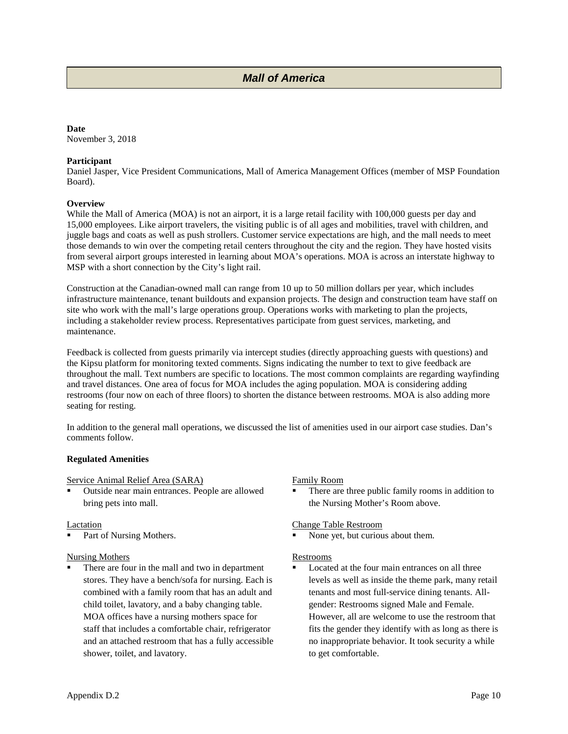# *Mall of America*

**Date**
November 3, 2018

**Participant**
Daniel Jasper, Vice President Communications, Mall of America Management Offices (member of MSP Foundation Board).

**Overview**
While the Mall of America (MOA) is not an airport, it is a large retail facility with 100,000 guests per day and 15,000 employees. Like airport travelers, the visiting public is of all ages and mobilities, travel with children, and juggle bags and coats as well as push strollers. Customer service expectations are high, and the mall needs to meet those demands to win over the competing retail centers throughout the city and the region. They have hosted visits from several airport groups interested in learning about MOA's operations. MOA is across an interstate highway to MSP with a short connection by the City's light rail.

Construction at the Canadian-owned mall can range from 10 up to 50 million dollars per year, which includes infrastructure maintenance, tenant buildouts and expansion projects. The design and construction team have staff on site who work with the mall's large operations group. Operations works with marketing to plan the projects, including a stakeholder review process. Representatives participate from guest services, marketing, and maintenance.

Feedback is collected from guests primarily via intercept studies (directly approaching guests with questions) and the Kipsu platform for monitoring texted comments. Signs indicating the number to text to give feedback are throughout the mall. Text numbers are specific to locations. The most common complaints are regarding wayfinding and travel distances. One area of focus for MOA includes the aging population. MOA is considering adding restrooms (four now on each of three floors) to shorten the distance between restrooms. MOA is also adding more seating for resting.

In addition to the general mall operations, we discussed the list of amenities used in our airport case studies. Dan's comments follow.

**Regulated Amenities**

Service Animal Relief Area (SARA)
- Outside near main entrances. People are allowed bring pets into mall.

Lactation
- Part of Nursing Mothers.

Nursing Mothers
- There are four in the mall and two in department stores. They have a bench/sofa for nursing. Each is combined with a family room that has an adult and child toilet, lavatory, and a baby changing table. MOA offices have a nursing mothers space for staff that includes a comfortable chair, refrigerator and an attached restroom that has a fully accessible shower, toilet, and lavatory.

Family Room
- There are three public family rooms in addition to the Nursing Mother's Room above.

Change Table Restroom
- None yet, but curious about them.

Restrooms
- Located at the four main entrances on all three levels as well as inside the theme park, many retail tenants and most full-service dining tenants. All-gender: Restrooms signed Male and Female. However, all are welcome to use the restroom that fits the gender they identify with as long as there is no inappropriate behavior. It took security a while to get comfortable.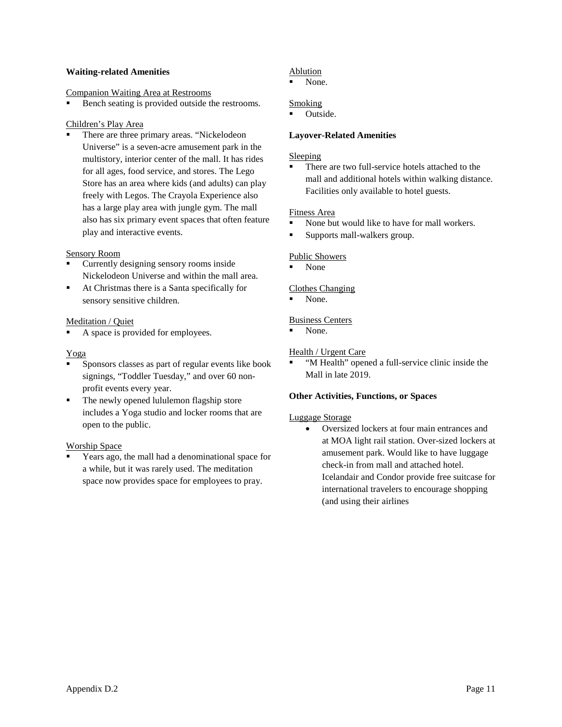**Waiting-related Amenities**

Companion Waiting Area at Restrooms

- Bench seating is provided outside the restrooms.

Children's Play Area

- There are three primary areas. "Nickelodeon Universe" is a seven-acre amusement park in the multistory, interior center of the mall. It has rides for all ages, food service, and stores. The Lego Store has an area where kids (and adults) can play freely with Legos. The Crayola Experience also has a large play area with jungle gym. The mall also has six primary event spaces that often feature play and interactive events.

Sensory Room

- Currently designing sensory rooms inside Nickelodeon Universe and within the mall area.
- At Christmas there is a Santa specifically for sensory sensitive children.

Meditation / Quiet

- A space is provided for employees.

Yoga

- Sponsors classes as part of regular events like book signings, "Toddler Tuesday," and over 60 non-profit events every year.
- The newly opened lululemon flagship store includes a Yoga studio and locker rooms that are open to the public.

Worship Space

- Years ago, the mall had a denominational space for a while, but it was rarely used. The meditation space now provides space for employees to pray.

Ablution

- None.

Smoking

- Outside.

**Layover-Related Amenities**

Sleeping

- There are two full-service hotels attached to the mall and additional hotels within walking distance. Facilities only available to hotel guests.

Fitness Area

- None but would like to have for mall workers.
- Supports mall-walkers group.

Public Showers

- None

Clothes Changing

- None.

Business Centers

- None.

Health / Urgent Care

- "M Health" opened a full-service clinic inside the Mall in late 2019.

**Other Activities, Functions, or Spaces**

Luggage Storage

- Oversized lockers at four main entrances and at MOA light rail station. Over-sized lockers at amusement park. Would like to have luggage check-in from mall and attached hotel. Icelandair and Condor provide free suitcase for international travelers to encourage shopping (and using their airlines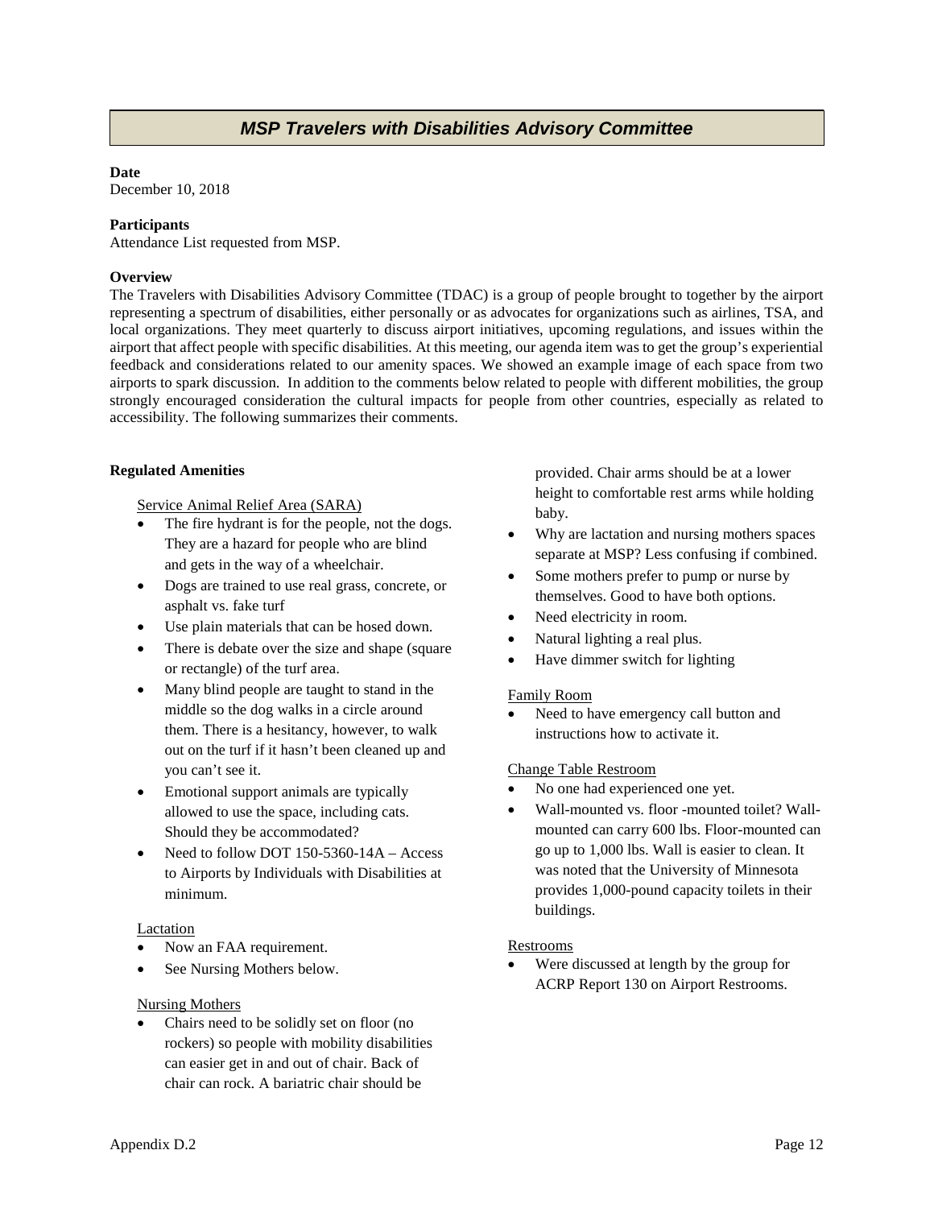## *MSP Travelers with Disabilities Advisory Committee*

**Date**
December 10, 2018

**Participants**
Attendance List requested from MSP.

**Overview**
The Travelers with Disabilities Advisory Committee (TDAC) is a group of people brought to together by the airport representing a spectrum of disabilities, either personally or as advocates for organizations such as airlines, TSA, and local organizations. They meet quarterly to discuss airport initiatives, upcoming regulations, and issues within the airport that affect people with specific disabilities. At this meeting, our agenda item was to get the group's experiential feedback and considerations related to our amenity spaces. We showed an example image of each space from two airports to spark discussion. In addition to the comments below related to people with different mobilities, the group strongly encouraged consideration the cultural impacts for people from other countries, especially as related to accessibility. The following summarizes their comments.

**Regulated Amenities**

<u>Service Animal Relief Area (SARA)</u>

- The fire hydrant is for the people, not the dogs. They are a hazard for people who are blind and gets in the way of a wheelchair.
- Dogs are trained to use real grass, concrete, or asphalt vs. fake turf
- Use plain materials that can be hosed down.
- There is debate over the size and shape (square or rectangle) of the turf area.
- Many blind people are taught to stand in the middle so the dog walks in a circle around them. There is a hesitancy, however, to walk out on the turf if it hasn't been cleaned up and you can't see it.
- Emotional support animals are typically allowed to use the space, including cats. Should they be accommodated?
- Need to follow DOT 150-5360-14A – Access to Airports by Individuals with Disabilities at minimum.

<u>Lactation</u>

- Now an FAA requirement.
- See Nursing Mothers below.

<u>Nursing Mothers</u>

- Chairs need to be solidly set on floor (no rockers) so people with mobility disabilities can easier get in and out of chair. Back of chair can rock. A bariatric chair should be provided. Chair arms should be at a lower height to comfortable rest arms while holding baby.
- Why are lactation and nursing mothers spaces separate at MSP? Less confusing if combined.
- Some mothers prefer to pump or nurse by themselves. Good to have both options.
- Need electricity in room.
- Natural lighting a real plus.
- Have dimmer switch for lighting

<u>Family Room</u>

- Need to have emergency call button and instructions how to activate it.

<u>Change Table Restroom</u>

- No one had experienced one yet.
- Wall-mounted vs. floor -mounted toilet? Wall-mounted can carry 600 lbs. Floor-mounted can go up to 1,000 lbs. Wall is easier to clean. It was noted that the University of Minnesota provides 1,000-pound capacity toilets in their buildings.

<u>Restrooms</u>

- Were discussed at length by the group for ACRP Report 130 on Airport Restrooms.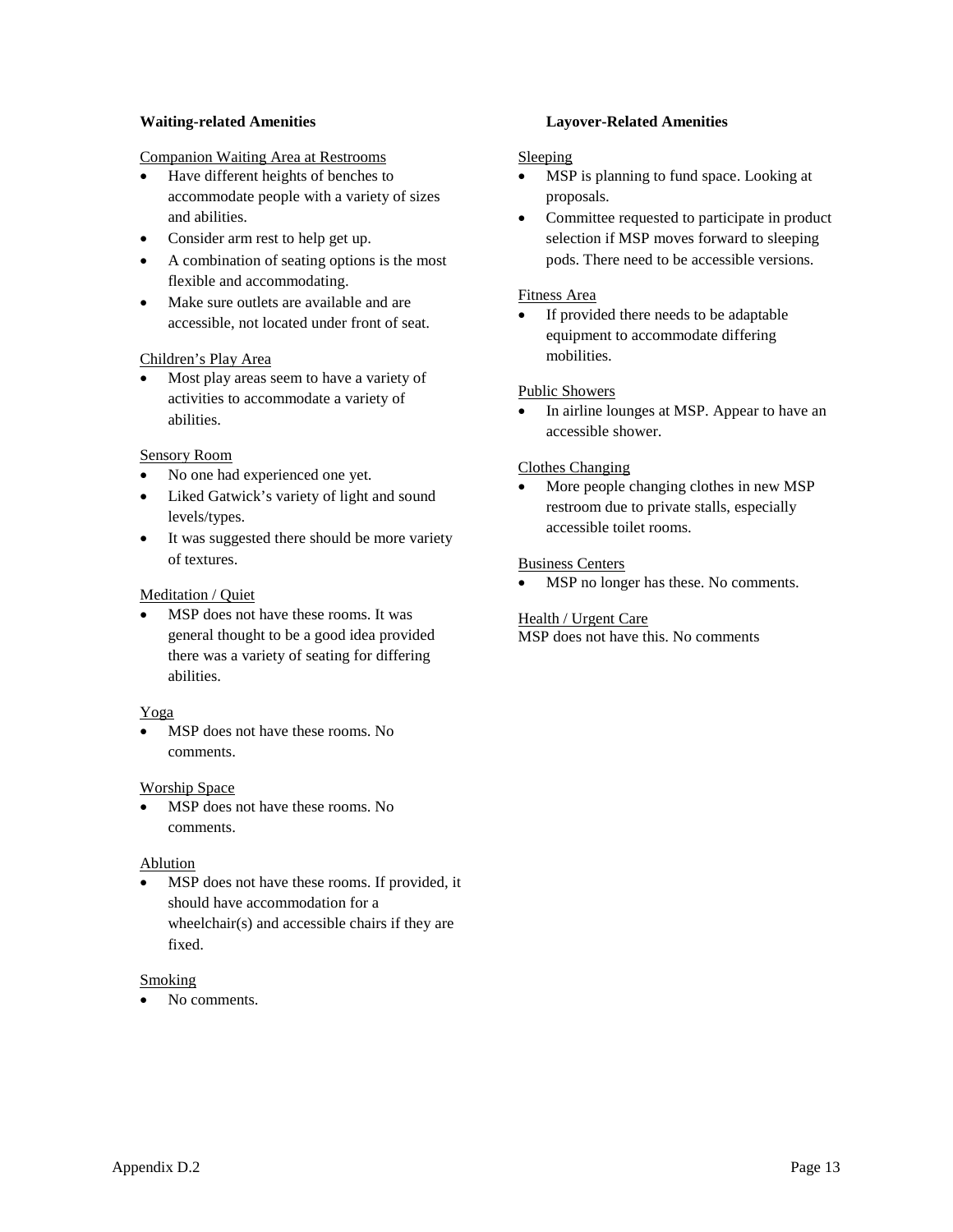**Waiting-related Amenities**

Companion Waiting Area at Restrooms

- Have different heights of benches to accommodate people with a variety of sizes and abilities.
- Consider arm rest to help get up.
- A combination of seating options is the most flexible and accommodating.
- Make sure outlets are available and are accessible, not located under front of seat.

Children's Play Area

- Most play areas seem to have a variety of activities to accommodate a variety of abilities.

Sensory Room

- No one had experienced one yet.
- Liked Gatwick's variety of light and sound levels/types.
- It was suggested there should be more variety of textures.

Meditation / Quiet

- MSP does not have these rooms. It was general thought to be a good idea provided there was a variety of seating for differing abilities.

Yoga

- MSP does not have these rooms. No comments.

Worship Space

- MSP does not have these rooms. No comments.

Ablution

- MSP does not have these rooms. If provided, it should have accommodation for a wheelchair(s) and accessible chairs if they are fixed.

Smoking

- No comments.

**Layover-Related Amenities**

Sleeping

- MSP is planning to fund space. Looking at proposals.
- Committee requested to participate in product selection if MSP moves forward to sleeping pods. There need to be accessible versions.

Fitness Area

- If provided there needs to be adaptable equipment to accommodate differing mobilities.

Public Showers

- In airline lounges at MSP. Appear to have an accessible shower.

Clothes Changing

- More people changing clothes in new MSP restroom due to private stalls, especially accessible toilet rooms.

Business Centers

- MSP no longer has these. No comments.

Health / Urgent Care

MSP does not have this. No comments